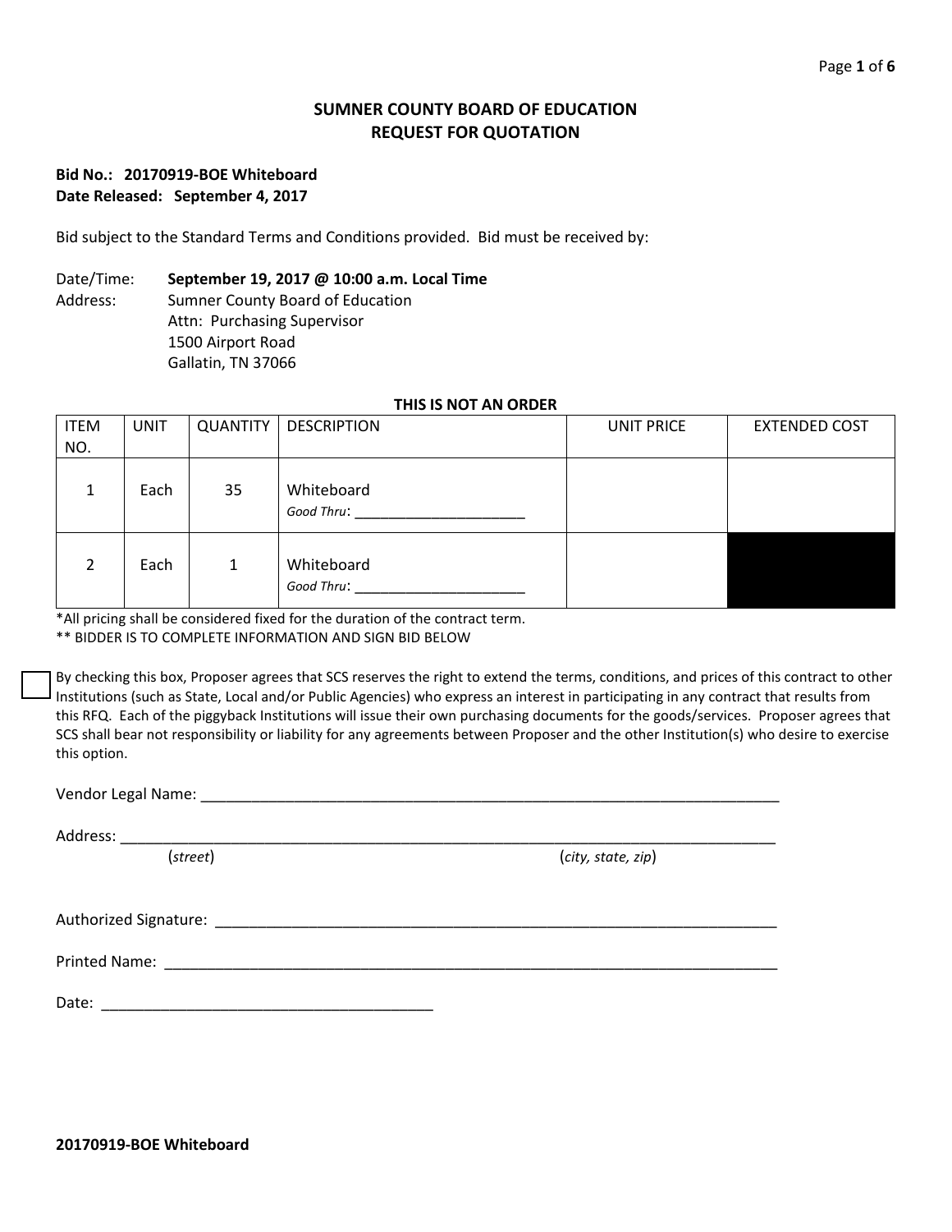# SUMNER COUNTY BOARD OF EDUCATION
## REQUEST FOR QUOTATION

**Bid No.: 20170919-BOE Whiteboard**
**Date Released: September 4, 2017**

Bid subject to the Standard Terms and Conditions provided. Bid must be received by:

Date/Time: **September 19, 2017 @ 10:00 a.m. Local Time**
Address: Sumner County Board of Education
Attn: Purchasing Supervisor
1500 Airport Road
Gallatin, TN 37066

**THIS IS NOT AN ORDER**

| ITEM NO. | UNIT | QUANTITY | DESCRIPTION | UNIT PRICE | EXTENDED COST |
|---|---|---|---|---|---|
| 1 | Each | 35 | Whiteboard *Good Thru*: ______________________ | | |
| 2 | Each | 1 | Whiteboard *Good Thru*: ______________________ | | |

*All pricing shall be considered fixed for the duration of the contract term.
** BIDDER IS TO COMPLETE INFORMATION AND SIGN BID BELOW

☐ By checking this box, Proposer agrees that SCS reserves the right to extend the terms, conditions, and prices of this contract to other Institutions (such as State, Local and/or Public Agencies) who express an interest in participating in any contract that results from this RFQ. Each of the piggyback Institutions will issue their own purchasing documents for the goods/services. Proposer agrees that SCS shall bear not responsibility or liability for any agreements between Proposer and the other Institution(s) who desire to exercise this option.

Vendor Legal Name: ________________________________________________________________________

Address: ________________________________________________________________________________
(*street*) (*city, state, zip*)

Authorized Signature: _____________________________________________________________________

Printed Name: ____________________________________________________________________________

Date: _________________________________________

**20170919-BOE Whiteboard**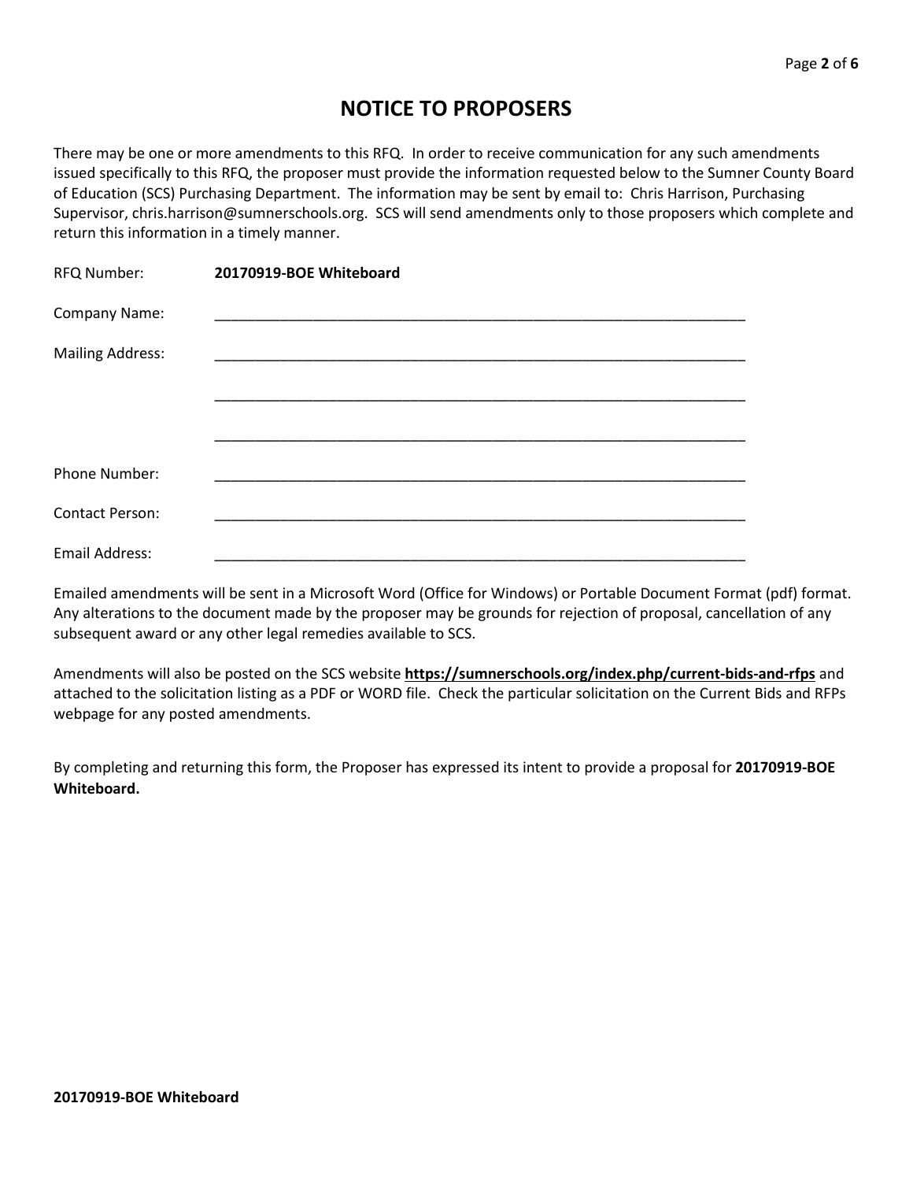# NOTICE TO PROPOSERS

There may be one or more amendments to this RFQ. In order to receive communication for any such amendments issued specifically to this RFQ, the proposer must provide the information requested below to the Sumner County Board of Education (SCS) Purchasing Department. The information may be sent by email to: Chris Harrison, Purchasing Supervisor, chris.harrison@sumnerschools.org. SCS will send amendments only to those proposers which complete and return this information in a timely manner.

RFQ Number: **20170919-BOE Whiteboard**

Company Name: ____________________________________________________________________

Mailing Address: ____________________________________________________________________

____________________________________________________________________

____________________________________________________________________

Phone Number: ____________________________________________________________________

Contact Person: ____________________________________________________________________

Email Address: ____________________________________________________________________

Emailed amendments will be sent in a Microsoft Word (Office for Windows) or Portable Document Format (pdf) format. Any alterations to the document made by the proposer may be grounds for rejection of proposal, cancellation of any subsequent award or any other legal remedies available to SCS.

Amendments will also be posted on the SCS website **https://sumnerschools.org/index.php/current-bids-and-rfps** and attached to the solicitation listing as a PDF or WORD file. Check the particular solicitation on the Current Bids and RFPs webpage for any posted amendments.

By completing and returning this form, the Proposer has expressed its intent to provide a proposal for **20170919-BOE Whiteboard.**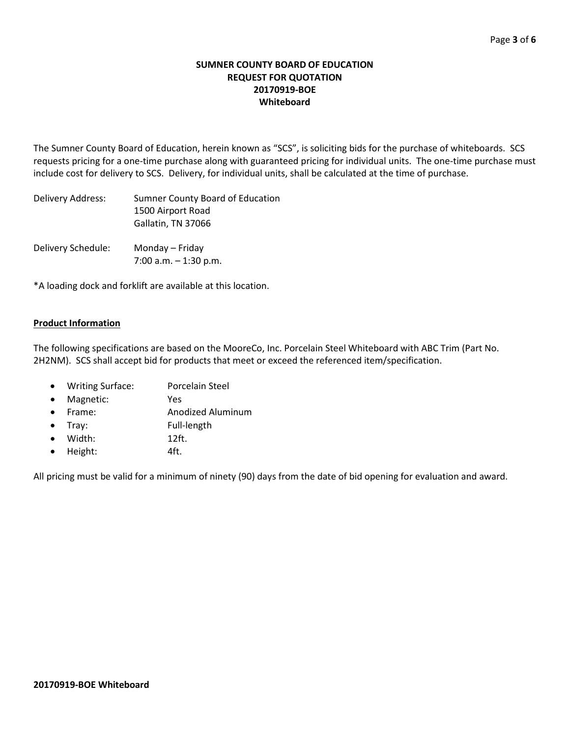**SUMNER COUNTY BOARD OF EDUCATION**
**REQUEST FOR QUOTATION**
**20170919-BOE**
**Whiteboard**

The Sumner County Board of Education, herein known as "SCS", is soliciting bids for the purchase of whiteboards. SCS requests pricing for a one-time purchase along with guaranteed pricing for individual units. The one-time purchase must include cost for delivery to SCS. Delivery, for individual units, shall be calculated at the time of purchase.

Delivery Address: Sumner County Board of Education
1500 Airport Road
Gallatin, TN 37066

Delivery Schedule: Monday – Friday
7:00 a.m. – 1:30 p.m.

*A loading dock and forklift are available at this location.

**Product Information**

The following specifications are based on the MooreCo, Inc. Porcelain Steel Whiteboard with ABC Trim (Part No. 2H2NM). SCS shall accept bid for products that meet or exceed the referenced item/specification.

- Writing Surface: Porcelain Steel
- Magnetic: Yes
- Frame: Anodized Aluminum
- Tray: Full-length
- Width: 12ft.
- Height: 4ft.

All pricing must be valid for a minimum of ninety (90) days from the date of bid opening for evaluation and award.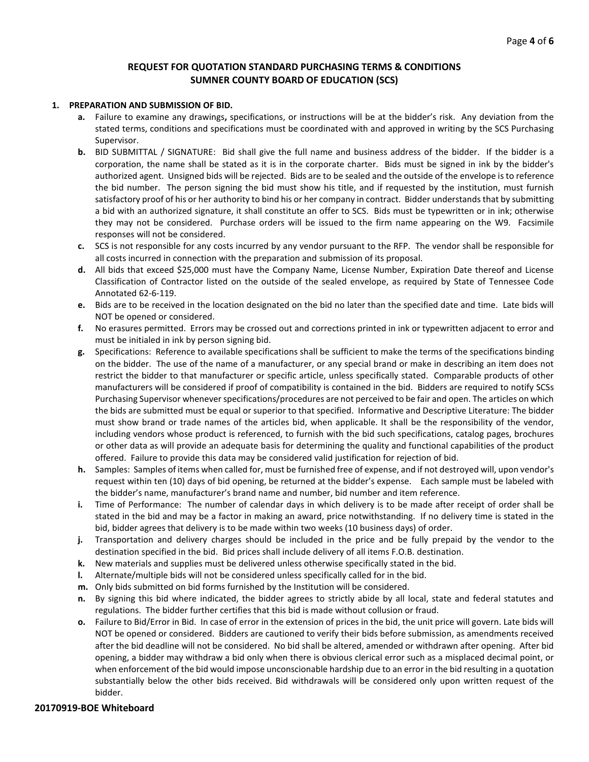## REQUEST FOR QUOTATION STANDARD PURCHASING TERMS & CONDITIONS
## SUMNER COUNTY BOARD OF EDUCATION (SCS)

**1. PREPARATION AND SUBMISSION OF BID.**

- **a.** Failure to examine any drawings**,** specifications, or instructions will be at the bidder's risk. Any deviation from the stated terms, conditions and specifications must be coordinated with and approved in writing by the SCS Purchasing Supervisor.
- **b.** BID SUBMITTAL / SIGNATURE: Bid shall give the full name and business address of the bidder. If the bidder is a corporation, the name shall be stated as it is in the corporate charter. Bids must be signed in ink by the bidder's authorized agent. Unsigned bids will be rejected. Bids are to be sealed and the outside of the envelope is to reference the bid number. The person signing the bid must show his title, and if requested by the institution, must furnish satisfactory proof of his or her authority to bind his or her company in contract. Bidder understands that by submitting a bid with an authorized signature, it shall constitute an offer to SCS. Bids must be typewritten or in ink; otherwise they may not be considered. Purchase orders will be issued to the firm name appearing on the W9. Facsimile responses will not be considered.
- **c.** SCS is not responsible for any costs incurred by any vendor pursuant to the RFP. The vendor shall be responsible for all costs incurred in connection with the preparation and submission of its proposal.
- **d.** All bids that exceed $25,000 must have the Company Name, License Number, Expiration Date thereof and License Classification of Contractor listed on the outside of the sealed envelope, as required by State of Tennessee Code Annotated 62-6-119.
- **e.** Bids are to be received in the location designated on the bid no later than the specified date and time. Late bids will NOT be opened or considered.
- **f.** No erasures permitted. Errors may be crossed out and corrections printed in ink or typewritten adjacent to error and must be initialed in ink by person signing bid.
- **g.** Specifications: Reference to available specifications shall be sufficient to make the terms of the specifications binding on the bidder. The use of the name of a manufacturer, or any special brand or make in describing an item does not restrict the bidder to that manufacturer or specific article, unless specifically stated. Comparable products of other manufacturers will be considered if proof of compatibility is contained in the bid. Bidders are required to notify SCSs Purchasing Supervisor whenever specifications/procedures are not perceived to be fair and open. The articles on which the bids are submitted must be equal or superior to that specified. Informative and Descriptive Literature: The bidder must show brand or trade names of the articles bid, when applicable. It shall be the responsibility of the vendor, including vendors whose product is referenced, to furnish with the bid such specifications, catalog pages, brochures or other data as will provide an adequate basis for determining the quality and functional capabilities of the product offered. Failure to provide this data may be considered valid justification for rejection of bid.
- **h.** Samples: Samples of items when called for, must be furnished free of expense, and if not destroyed will, upon vendor's request within ten (10) days of bid opening, be returned at the bidder's expense. Each sample must be labeled with the bidder's name, manufacturer's brand name and number, bid number and item reference.
- **i.** Time of Performance: The number of calendar days in which delivery is to be made after receipt of order shall be stated in the bid and may be a factor in making an award, price notwithstanding. If no delivery time is stated in the bid, bidder agrees that delivery is to be made within two weeks (10 business days) of order.
- **j.** Transportation and delivery charges should be included in the price and be fully prepaid by the vendor to the destination specified in the bid. Bid prices shall include delivery of all items F.O.B. destination.
- **k.** New materials and supplies must be delivered unless otherwise specifically stated in the bid.
- **l.** Alternate/multiple bids will not be considered unless specifically called for in the bid.
- **m.** Only bids submitted on bid forms furnished by the Institution will be considered.
- **n.** By signing this bid where indicated, the bidder agrees to strictly abide by all local, state and federal statutes and regulations. The bidder further certifies that this bid is made without collusion or fraud.
- **o.** Failure to Bid/Error in Bid. In case of error in the extension of prices in the bid, the unit price will govern. Late bids will NOT be opened or considered. Bidders are cautioned to verify their bids before submission, as amendments received after the bid deadline will not be considered. No bid shall be altered, amended or withdrawn after opening. After bid opening, a bidder may withdraw a bid only when there is obvious clerical error such as a misplaced decimal point, or when enforcement of the bid would impose unconscionable hardship due to an error in the bid resulting in a quotation substantially below the other bids received. Bid withdrawals will be considered only upon written request of the bidder.

**20170919-BOE Whiteboard**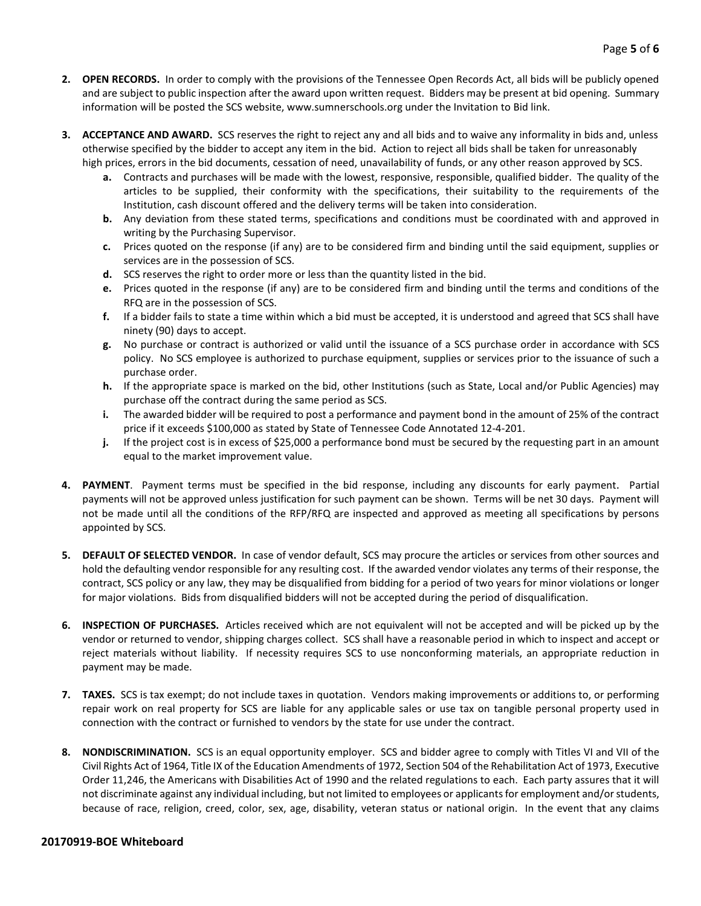2. **OPEN RECORDS.** In order to comply with the provisions of the Tennessee Open Records Act, all bids will be publicly opened and are subject to public inspection after the award upon written request. Bidders may be present at bid opening. Summary information will be posted the SCS website, www.sumnerschools.org under the Invitation to Bid link.

3. **ACCEPTANCE AND AWARD.** SCS reserves the right to reject any and all bids and to waive any informality in bids and, unless otherwise specified by the bidder to accept any item in the bid. Action to reject all bids shall be taken for unreasonably high prices, errors in the bid documents, cessation of need, unavailability of funds, or any other reason approved by SCS.
   a. Contracts and purchases will be made with the lowest, responsive, responsible, qualified bidder. The quality of the articles to be supplied, their conformity with the specifications, their suitability to the requirements of the Institution, cash discount offered and the delivery terms will be taken into consideration.
   b. Any deviation from these stated terms, specifications and conditions must be coordinated with and approved in writing by the Purchasing Supervisor.
   c. Prices quoted on the response (if any) are to be considered firm and binding until the said equipment, supplies or services are in the possession of SCS.
   d. SCS reserves the right to order more or less than the quantity listed in the bid.
   e. Prices quoted in the response (if any) are to be considered firm and binding until the terms and conditions of the RFQ are in the possession of SCS.
   f. If a bidder fails to state a time within which a bid must be accepted, it is understood and agreed that SCS shall have ninety (90) days to accept.
   g. No purchase or contract is authorized or valid until the issuance of a SCS purchase order in accordance with SCS policy. No SCS employee is authorized to purchase equipment, supplies or services prior to the issuance of such a purchase order.
   h. If the appropriate space is marked on the bid, other Institutions (such as State, Local and/or Public Agencies) may purchase off the contract during the same period as SCS.
   i. The awarded bidder will be required to post a performance and payment bond in the amount of 25% of the contract price if it exceeds $100,000 as stated by State of Tennessee Code Annotated 12-4-201.
   j. If the project cost is in excess of $25,000 a performance bond must be secured by the requesting part in an amount equal to the market improvement value.

4. **PAYMENT**. Payment terms must be specified in the bid response, including any discounts for early payment. Partial payments will not be approved unless justification for such payment can be shown. Terms will be net 30 days. Payment will not be made until all the conditions of the RFP/RFQ are inspected and approved as meeting all specifications by persons appointed by SCS.

5. **DEFAULT OF SELECTED VENDOR.** In case of vendor default, SCS may procure the articles or services from other sources and hold the defaulting vendor responsible for any resulting cost. If the awarded vendor violates any terms of their response, the contract, SCS policy or any law, they may be disqualified from bidding for a period of two years for minor violations or longer for major violations. Bids from disqualified bidders will not be accepted during the period of disqualification.

6. **INSPECTION OF PURCHASES.** Articles received which are not equivalent will not be accepted and will be picked up by the vendor or returned to vendor, shipping charges collect. SCS shall have a reasonable period in which to inspect and accept or reject materials without liability. If necessity requires SCS to use nonconforming materials, an appropriate reduction in payment may be made.

7. **TAXES.** SCS is tax exempt; do not include taxes in quotation. Vendors making improvements or additions to, or performing repair work on real property for SCS are liable for any applicable sales or use tax on tangible personal property used in connection with the contract or furnished to vendors by the state for use under the contract.

8. **NONDISCRIMINATION.** SCS is an equal opportunity employer. SCS and bidder agree to comply with Titles VI and VII of the Civil Rights Act of 1964, Title IX of the Education Amendments of 1972, Section 504 of the Rehabilitation Act of 1973, Executive Order 11,246, the Americans with Disabilities Act of 1990 and the related regulations to each. Each party assures that it will not discriminate against any individual including, but not limited to employees or applicants for employment and/or students, because of race, religion, creed, color, sex, age, disability, veteran status or national origin. In the event that any claims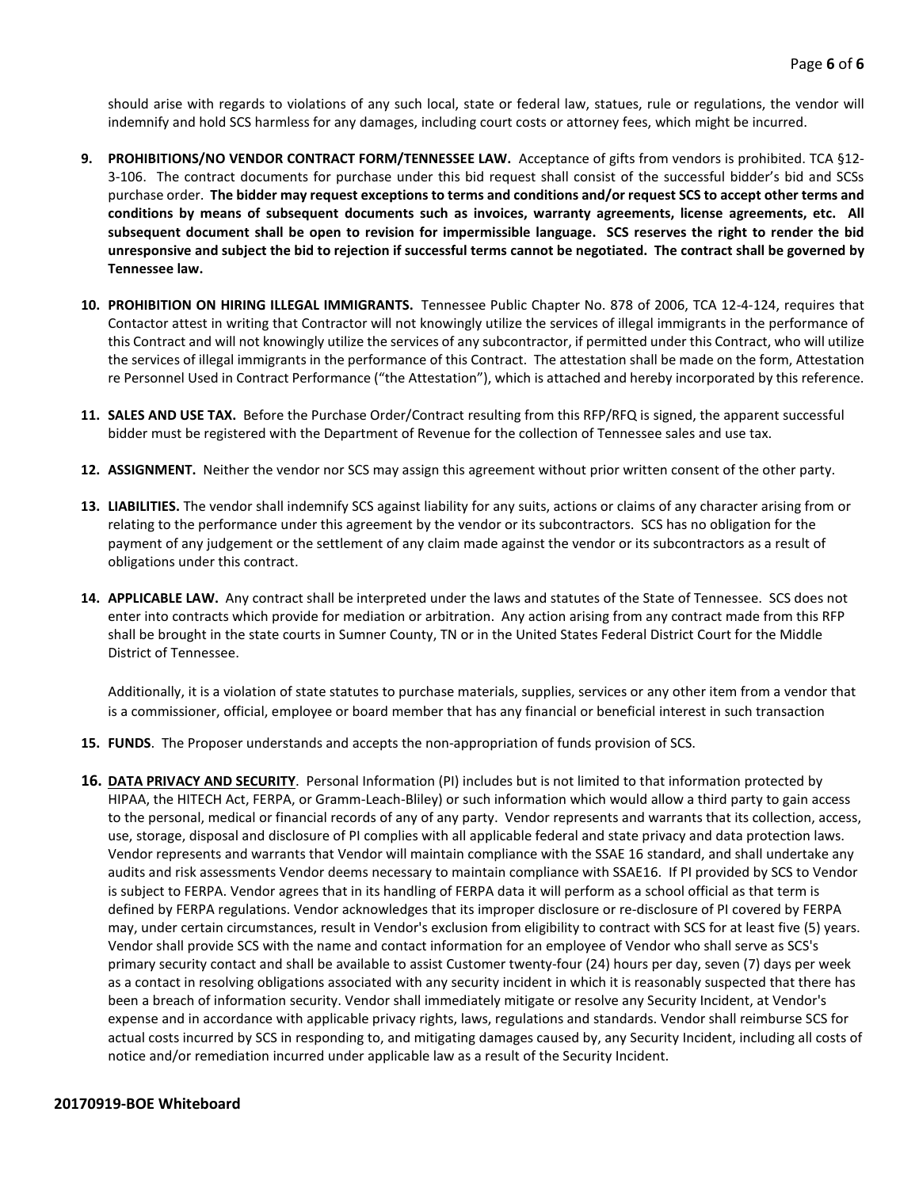should arise with regards to violations of any such local, state or federal law, statues, rule or regulations, the vendor will indemnify and hold SCS harmless for any damages, including court costs or attorney fees, which might be incurred.

9. **PROHIBITIONS/NO VENDOR CONTRACT FORM/TENNESSEE LAW.** Acceptance of gifts from vendors is prohibited. TCA §12-3-106. The contract documents for purchase under this bid request shall consist of the successful bidder's bid and SCSs purchase order. **The bidder may request exceptions to terms and conditions and/or request SCS to accept other terms and conditions by means of subsequent documents such as invoices, warranty agreements, license agreements, etc. All subsequent document shall be open to revision for impermissible language. SCS reserves the right to render the bid unresponsive and subject the bid to rejection if successful terms cannot be negotiated. The contract shall be governed by Tennessee law.**

10. **PROHIBITION ON HIRING ILLEGAL IMMIGRANTS.** Tennessee Public Chapter No. 878 of 2006, TCA 12-4-124, requires that Contactor attest in writing that Contractor will not knowingly utilize the services of illegal immigrants in the performance of this Contract and will not knowingly utilize the services of any subcontractor, if permitted under this Contract, who will utilize the services of illegal immigrants in the performance of this Contract. The attestation shall be made on the form, Attestation re Personnel Used in Contract Performance ("the Attestation"), which is attached and hereby incorporated by this reference.

11. **SALES AND USE TAX.** Before the Purchase Order/Contract resulting from this RFP/RFQ is signed, the apparent successful bidder must be registered with the Department of Revenue for the collection of Tennessee sales and use tax.

12. **ASSIGNMENT.** Neither the vendor nor SCS may assign this agreement without prior written consent of the other party.

13. **LIABILITIES.** The vendor shall indemnify SCS against liability for any suits, actions or claims of any character arising from or relating to the performance under this agreement by the vendor or its subcontractors. SCS has no obligation for the payment of any judgement or the settlement of any claim made against the vendor or its subcontractors as a result of obligations under this contract.

14. **APPLICABLE LAW.** Any contract shall be interpreted under the laws and statutes of the State of Tennessee. SCS does not enter into contracts which provide for mediation or arbitration. Any action arising from any contract made from this RFP shall be brought in the state courts in Sumner County, TN or in the United States Federal District Court for the Middle District of Tennessee.

    Additionally, it is a violation of state statutes to purchase materials, supplies, services or any other item from a vendor that is a commissioner, official, employee or board member that has any financial or beneficial interest in such transaction

15. **FUNDS**. The Proposer understands and accepts the non-appropriation of funds provision of SCS.

16. **DATA PRIVACY AND SECURITY**. Personal Information (PI) includes but is not limited to that information protected by HIPAA, the HITECH Act, FERPA, or Gramm-Leach-Bliley) or such information which would allow a third party to gain access to the personal, medical or financial records of any of any party. Vendor represents and warrants that its collection, access, use, storage, disposal and disclosure of PI complies with all applicable federal and state privacy and data protection laws. Vendor represents and warrants that Vendor will maintain compliance with the SSAE 16 standard, and shall undertake any audits and risk assessments Vendor deems necessary to maintain compliance with SSAE16. If PI provided by SCS to Vendor is subject to FERPA. Vendor agrees that in its handling of FERPA data it will perform as a school official as that term is defined by FERPA regulations. Vendor acknowledges that its improper disclosure or re-disclosure of PI covered by FERPA may, under certain circumstances, result in Vendor's exclusion from eligibility to contract with SCS for at least five (5) years. Vendor shall provide SCS with the name and contact information for an employee of Vendor who shall serve as SCS's primary security contact and shall be available to assist Customer twenty-four (24) hours per day, seven (7) days per week as a contact in resolving obligations associated with any security incident in which it is reasonably suspected that there has been a breach of information security. Vendor shall immediately mitigate or resolve any Security Incident, at Vendor's expense and in accordance with applicable privacy rights, laws, regulations and standards. Vendor shall reimburse SCS for actual costs incurred by SCS in responding to, and mitigating damages caused by, any Security Incident, including all costs of notice and/or remediation incurred under applicable law as a result of the Security Incident.

**20170919-BOE Whiteboard**